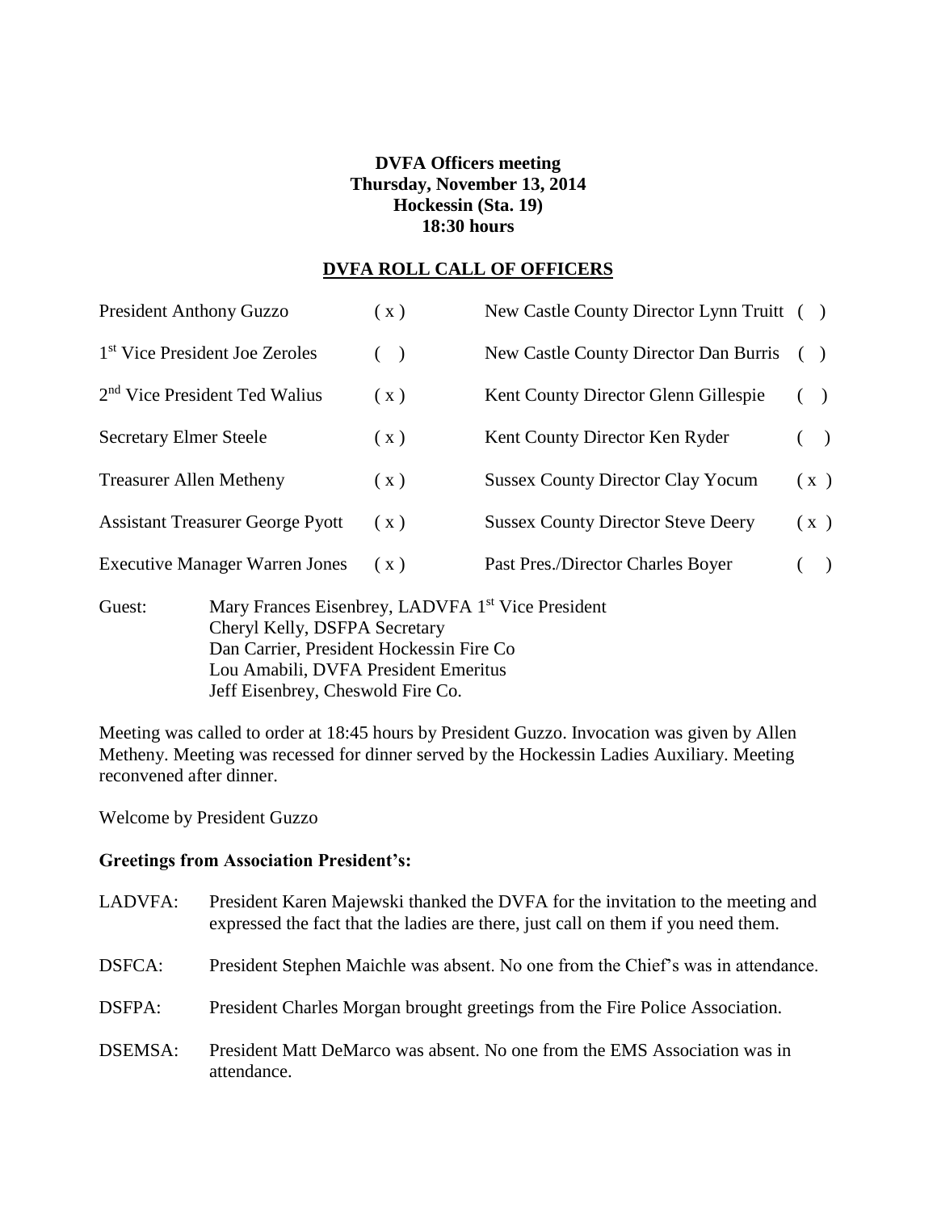**DVFA Officers meeting**
**Thursday, November 13, 2014**
**Hockessin (Sta. 19)**
**18:30 hours**

## DVFA ROLL CALL OF OFFICERS

| | | | |
|---|---|---|---|
| President Anthony Guzzo | ( x ) | New Castle County Director Lynn Truitt | ( ) |
| 1st Vice President Joe Zeroles | ( ) | New Castle County Director Dan Burris | ( ) |
| 2nd Vice President Ted Walius | ( x ) | Kent County Director Glenn Gillespie | ( ) |
| Secretary Elmer Steele | ( x ) | Kent County Director Ken Ryder | ( ) |
| Treasurer Allen Metheny | ( x ) | Sussex County Director Clay Yocum | ( x ) |
| Assistant Treasurer George Pyott | ( x ) | Sussex County Director Steve Deery | ( x ) |
| Executive Manager Warren Jones | ( x ) | Past Pres./Director Charles Boyer | ( ) |

Guest:
Mary Frances Eisenbrey, LADVFA 1st Vice President
Cheryl Kelly, DSFPA Secretary
Dan Carrier, President Hockessin Fire Co
Lou Amabili, DVFA President Emeritus
Jeff Eisenbrey, Cheswold Fire Co.

Meeting was called to order at 18:45 hours by President Guzzo. Invocation was given by Allen Metheny. Meeting was recessed for dinner served by the Hockessin Ladies Auxiliary. Meeting reconvened after dinner.

Welcome by President Guzzo

**Greetings from Association President's:**

LADVFA: President Karen Majewski thanked the DVFA for the invitation to the meeting and expressed the fact that the ladies are there, just call on them if you need them.

DSFCA: President Stephen Maichle was absent. No one from the Chief's was in attendance.

DSFPA: President Charles Morgan brought greetings from the Fire Police Association.

DSEMSA: President Matt DeMarco was absent. No one from the EMS Association was in attendance.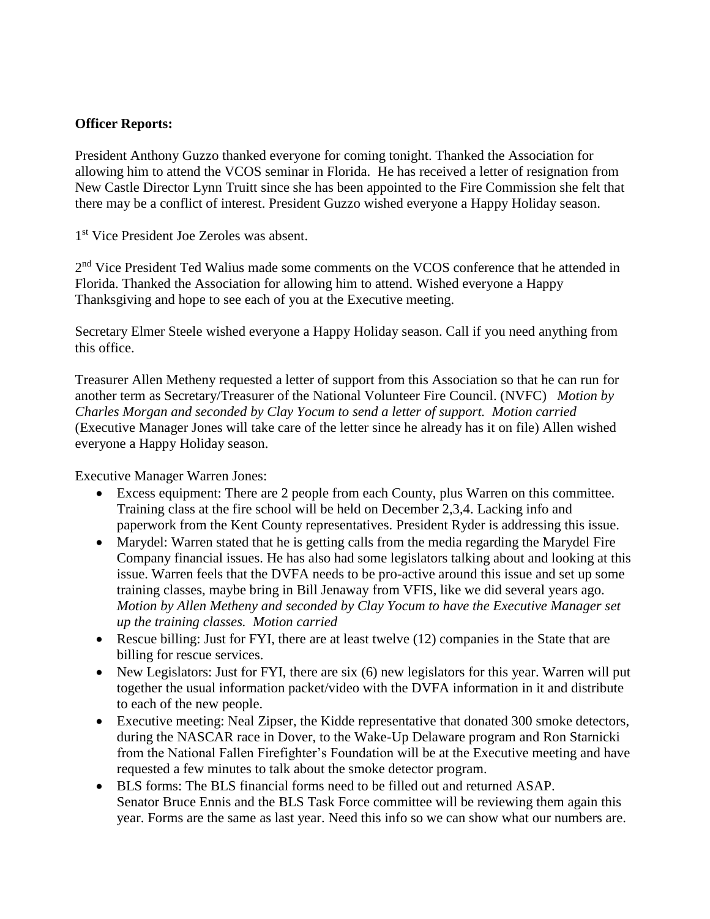**Officer Reports:**

President Anthony Guzzo thanked everyone for coming tonight. Thanked the Association for allowing him to attend the VCOS seminar in Florida. He has received a letter of resignation from New Castle Director Lynn Truitt since she has been appointed to the Fire Commission she felt that there may be a conflict of interest. President Guzzo wished everyone a Happy Holiday season.

1st Vice President Joe Zeroles was absent.

2nd Vice President Ted Walius made some comments on the VCOS conference that he attended in Florida. Thanked the Association for allowing him to attend. Wished everyone a Happy Thanksgiving and hope to see each of you at the Executive meeting.

Secretary Elmer Steele wished everyone a Happy Holiday season. Call if you need anything from this office.

Treasurer Allen Metheny requested a letter of support from this Association so that he can run for another term as Secretary/Treasurer of the National Volunteer Fire Council. (NVFC) *Motion by Charles Morgan and seconded by Clay Yocum to send a letter of support. Motion carried* (Executive Manager Jones will take care of the letter since he already has it on file) Allen wished everyone a Happy Holiday season.

Executive Manager Warren Jones:

- Excess equipment: There are 2 people from each County, plus Warren on this committee. Training class at the fire school will be held on December 2,3,4. Lacking info and paperwork from the Kent County representatives. President Ryder is addressing this issue.
- Marydel: Warren stated that he is getting calls from the media regarding the Marydel Fire Company financial issues. He has also had some legislators talking about and looking at this issue. Warren feels that the DVFA needs to be pro-active around this issue and set up some training classes, maybe bring in Bill Jenaway from VFIS, like we did several years ago. *Motion by Allen Metheny and seconded by Clay Yocum to have the Executive Manager set up the training classes. Motion carried*
- Rescue billing: Just for FYI, there are at least twelve (12) companies in the State that are billing for rescue services.
- New Legislators: Just for FYI, there are six (6) new legislators for this year. Warren will put together the usual information packet/video with the DVFA information in it and distribute to each of the new people.
- Executive meeting: Neal Zipser, the Kidde representative that donated 300 smoke detectors, during the NASCAR race in Dover, to the Wake-Up Delaware program and Ron Starnicki from the National Fallen Firefighter's Foundation will be at the Executive meeting and have requested a few minutes to talk about the smoke detector program.
- BLS forms: The BLS financial forms need to be filled out and returned ASAP. Senator Bruce Ennis and the BLS Task Force committee will be reviewing them again this year. Forms are the same as last year. Need this info so we can show what our numbers are.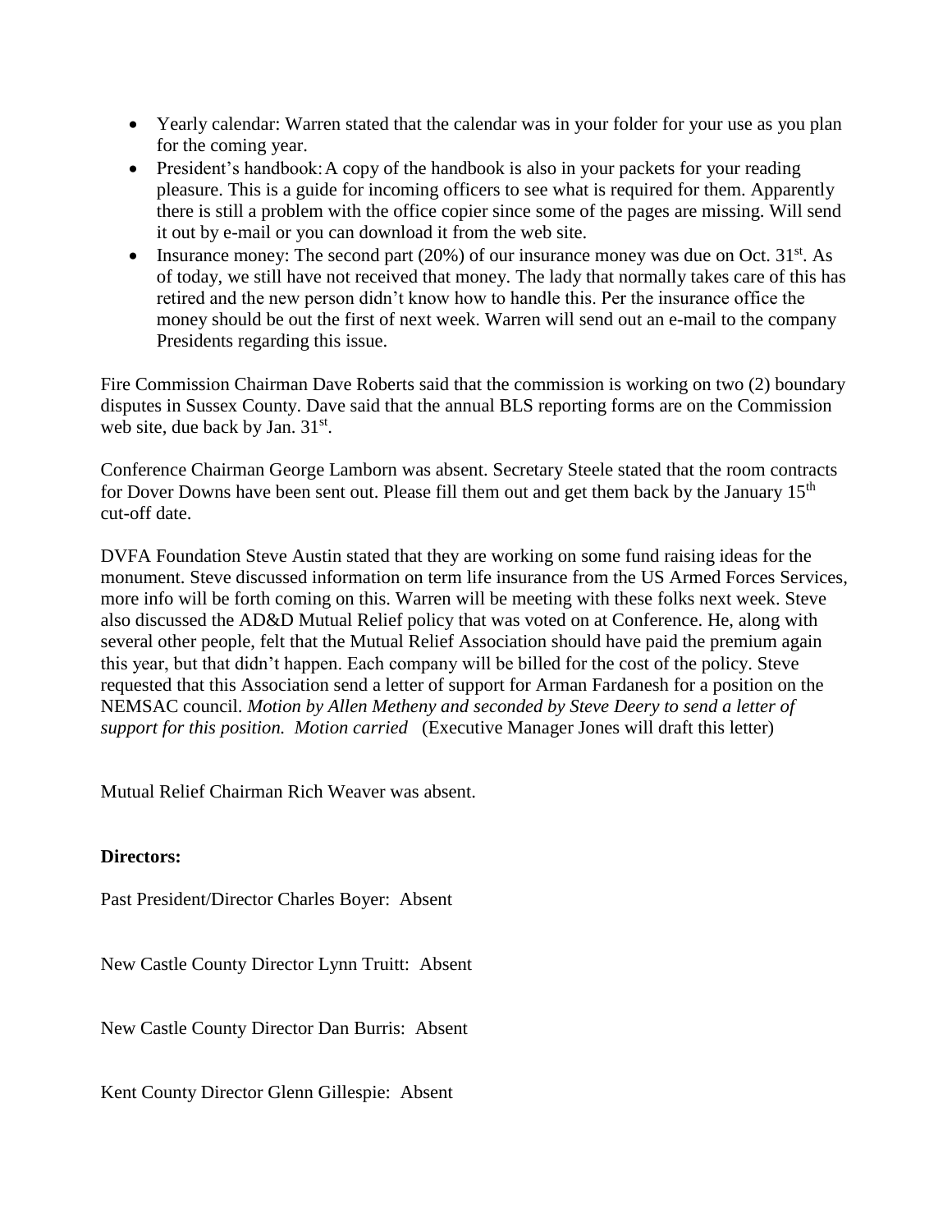- Yearly calendar: Warren stated that the calendar was in your folder for your use as you plan for the coming year.
- President's handbook: A copy of the handbook is also in your packets for your reading pleasure. This is a guide for incoming officers to see what is required for them. Apparently there is still a problem with the office copier since some of the pages are missing. Will send it out by e-mail or you can download it from the web site.
- Insurance money: The second part (20%) of our insurance money was due on Oct. 31st. As of today, we still have not received that money. The lady that normally takes care of this has retired and the new person didn't know how to handle this. Per the insurance office the money should be out the first of next week. Warren will send out an e-mail to the company Presidents regarding this issue.

Fire Commission Chairman Dave Roberts said that the commission is working on two (2) boundary disputes in Sussex County. Dave said that the annual BLS reporting forms are on the Commission web site, due back by Jan. 31st.

Conference Chairman George Lamborn was absent. Secretary Steele stated that the room contracts for Dover Downs have been sent out. Please fill them out and get them back by the January 15th cut-off date.

DVFA Foundation Steve Austin stated that they are working on some fund raising ideas for the monument. Steve discussed information on term life insurance from the US Armed Forces Services, more info will be forth coming on this. Warren will be meeting with these folks next week. Steve also discussed the AD&D Mutual Relief policy that was voted on at Conference. He, along with several other people, felt that the Mutual Relief Association should have paid the premium again this year, but that didn't happen. Each company will be billed for the cost of the policy. Steve requested that this Association send a letter of support for Arman Fardanesh for a position on the NEMSAC council. *Motion by Allen Metheny and seconded by Steve Deery to send a letter of support for this position. Motion carried* (Executive Manager Jones will draft this letter)

Mutual Relief Chairman Rich Weaver was absent.

**Directors:**

Past President/Director Charles Boyer: Absent

New Castle County Director Lynn Truitt: Absent

New Castle County Director Dan Burris: Absent

Kent County Director Glenn Gillespie: Absent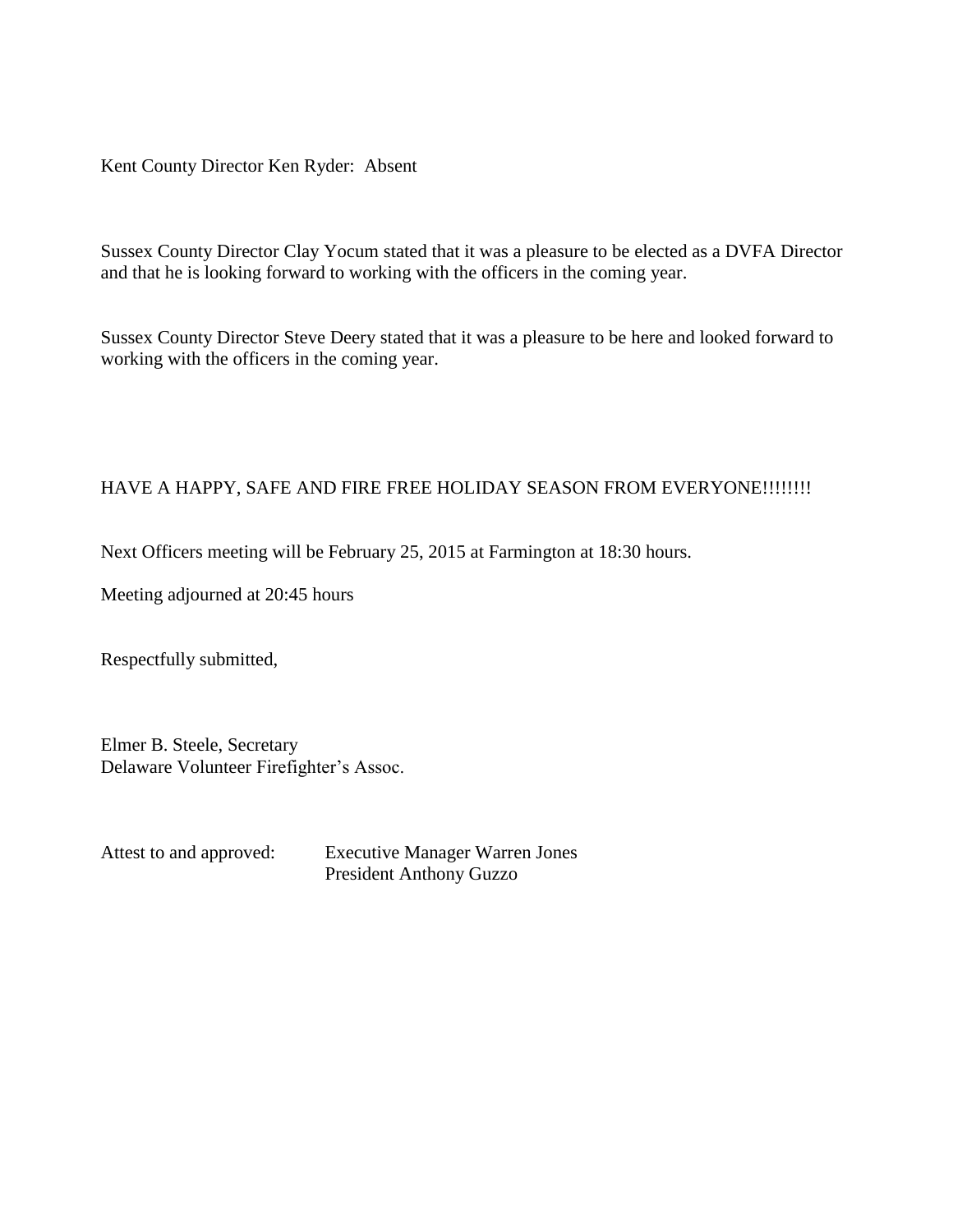Kent County Director Ken Ryder: Absent

Sussex County Director Clay Yocum stated that it was a pleasure to be elected as a DVFA Director and that he is looking forward to working with the officers in the coming year.

Sussex County Director Steve Deery stated that it was a pleasure to be here and looked forward to working with the officers in the coming year.

HAVE A HAPPY, SAFE AND FIRE FREE HOLIDAY SEASON FROM EVERYONE!!!!!!!!

Next Officers meeting will be February 25, 2015 at Farmington at 18:30 hours.

Meeting adjourned at 20:45 hours

Respectfully submitted,

Elmer B. Steele, Secretary
Delaware Volunteer Firefighter's Assoc.

Attest to and approved: Executive Manager Warren Jones
President Anthony Guzzo